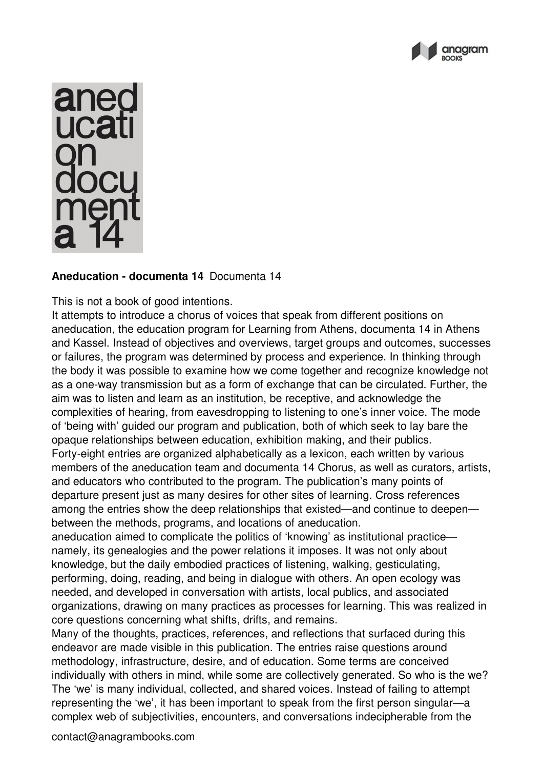**Aneducation - documenta 14** Documenta 14

This is not a book of good intentions.

It attempts to introduce a chorus of voices that speak from different positions on aneducation, the education program for Learning from Athens, documenta 14 in Athens and Kassel. Instead of objectives and overviews, target groups and outcomes, successes or failures, the program was determined by process and experience. In thinking through the body it was possible to examine how we come together and recognize knowledge not as a one-way transmission but as a form of exchange that can be circulated. Further, the aim was to listen and learn as an institution, be receptive, and acknowledge the complexities of hearing, from eavesdropping to listening to one's inner voice. The mode of 'being with' guided our program and publication, both of which seek to lay bare the opaque relationships between education, exhibition making, and their publics.

Forty-eight entries are organized alphabetically as a lexicon, each written by various members of the aneducation team and documenta 14 Chorus, as well as curators, artists, and educators who contributed to the program. The publication's many points of departure present just as many desires for other sites of learning. Cross references among the entries show the deep relationships that existed—and continue to deepen—between the methods, programs, and locations of aneducation.

aneducation aimed to complicate the politics of 'knowing' as institutional practice—namely, its genealogies and the power relations it imposes. It was not only about knowledge, but the daily embodied practices of listening, walking, gesticulating, performing, doing, reading, and being in dialogue with others. An open ecology was needed, and developed in conversation with artists, local publics, and associated organizations, drawing on many practices as processes for learning. This was realized in core questions concerning what shifts, drifts, and remains.

Many of the thoughts, practices, references, and reflections that surfaced during this endeavor are made visible in this publication. The entries raise questions around methodology, infrastructure, desire, and of education. Some terms are conceived individually with others in mind, while some are collectively generated. So who is the we? The 'we' is many individual, collected, and shared voices. Instead of failing to attempt representing the 'we', it has been important to speak from the first person singular—a complex web of subjectivities, encounters, and conversations indecipherable from the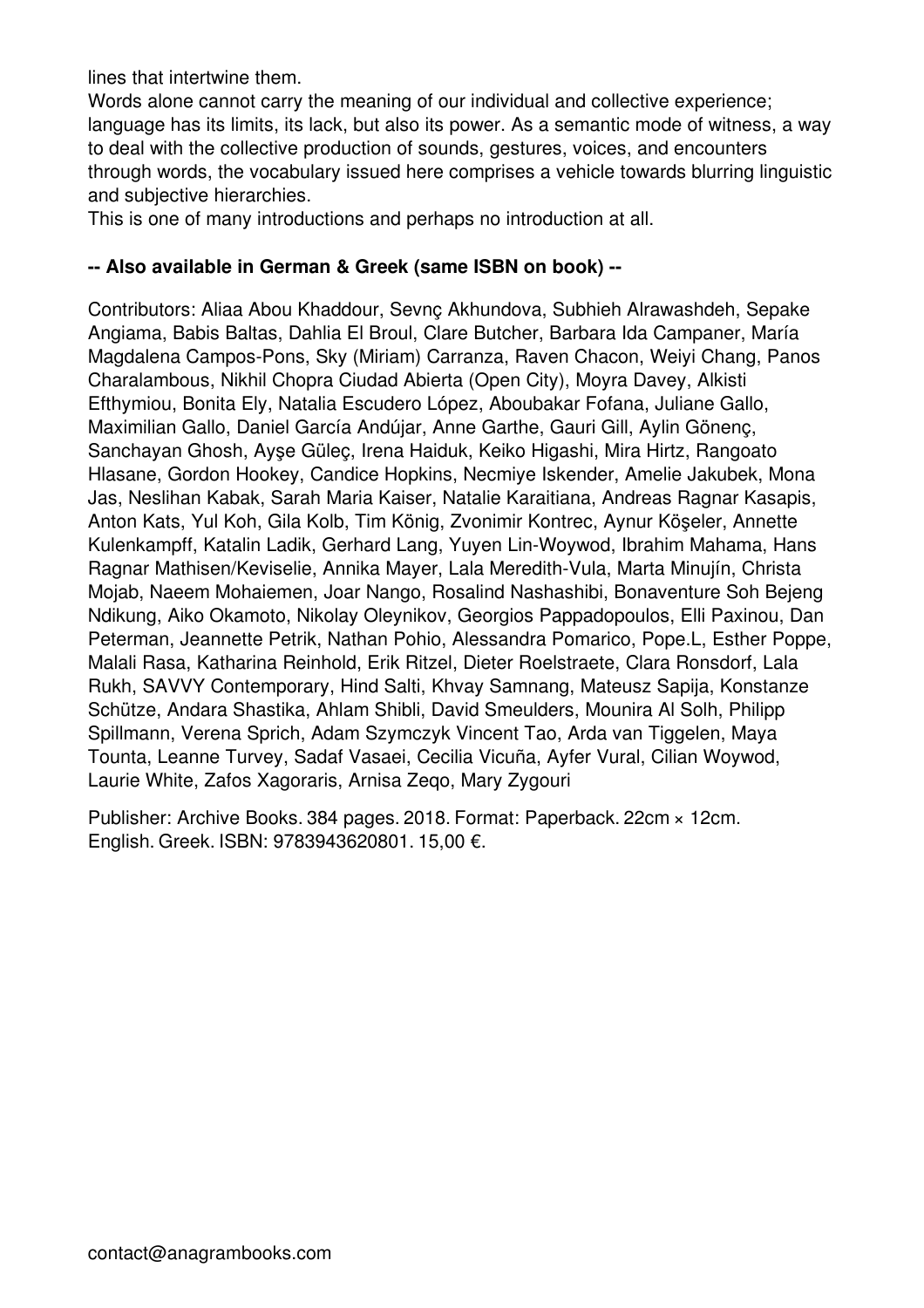lines that intertwine them.
Words alone cannot carry the meaning of our individual and collective experience; language has its limits, its lack, but also its power. As a semantic mode of witness, a way to deal with the collective production of sounds, gestures, voices, and encounters through words, the vocabulary issued here comprises a vehicle towards blurring linguistic and subjective hierarchies.
This is one of many introductions and perhaps no introduction at all.

**-- Also available in German & Greek (same ISBN on book) --**

Contributors: Aliaa Abou Khaddour, Sevnç Akhundova, Subhieh Alrawashdeh, Sepake Angiama, Babis Baltas, Dahlia El Broul, Clare Butcher, Barbara Ida Campaner, María Magdalena Campos-Pons, Sky (Miriam) Carranza, Raven Chacon, Weiyi Chang, Panos Charalambous, Nikhil Chopra Ciudad Abierta (Open City), Moyra Davey, Alkisti Efthymiou, Bonita Ely, Natalia Escudero López, Aboubakar Fofana, Juliane Gallo, Maximilian Gallo, Daniel García Andújar, Anne Garthe, Gauri Gill, Aylin Gönenç, Sanchayan Ghosh, Ayşe Güleç, Irena Haiduk, Keiko Higashi, Mira Hirtz, Rangoato Hlasane, Gordon Hookey, Candice Hopkins, Necmiye Iskender, Amelie Jakubek, Mona Jas, Neslihan Kabak, Sarah Maria Kaiser, Natalie Karaitiana, Andreas Ragnar Kasapis, Anton Kats, Yul Koh, Gila Kolb, Tim König, Zvonimir Kontrec, Aynur Köşeler, Annette Kulenkampff, Katalin Ladik, Gerhard Lang, Yuyen Lin-Woywod, Ibrahim Mahama, Hans Ragnar Mathisen/Keviselie, Annika Mayer, Lala Meredith-Vula, Marta Minujín, Christa Mojab, Naeem Mohaiemen, Joar Nango, Rosalind Nashashibi, Bonaventure Soh Bejeng Ndikung, Aiko Okamoto, Nikolay Oleynikov, Georgios Pappadopoulos, Elli Paxinou, Dan Peterman, Jeannette Petrik, Nathan Pohio, Alessandra Pomarico, Pope.L, Esther Poppe, Malali Rasa, Katharina Reinhold, Erik Ritzel, Dieter Roelstraete, Clara Ronsdorf, Lala Rukh, SAVVY Contemporary, Hind Salti, Khvay Samnang, Mateusz Sapija, Konstanze Schütze, Andara Shastika, Ahlam Shibli, David Smeulders, Mounira Al Solh, Philipp Spillmann, Verena Sprich, Adam Szymczyk Vincent Tao, Arda van Tiggelen, Maya Tounta, Leanne Turvey, Sadaf Vasaei, Cecilia Vicuña, Ayfer Vural, Cilian Woywod, Laurie White, Zafos Xagoraris, Arnisa Zeqo, Mary Zygouri

Publisher: Archive Books. 384 pages. 2018. Format: Paperback. 22cm × 12cm. English. Greek. ISBN: 9783943620801. 15,00 €.

contact@anagrambooks.com